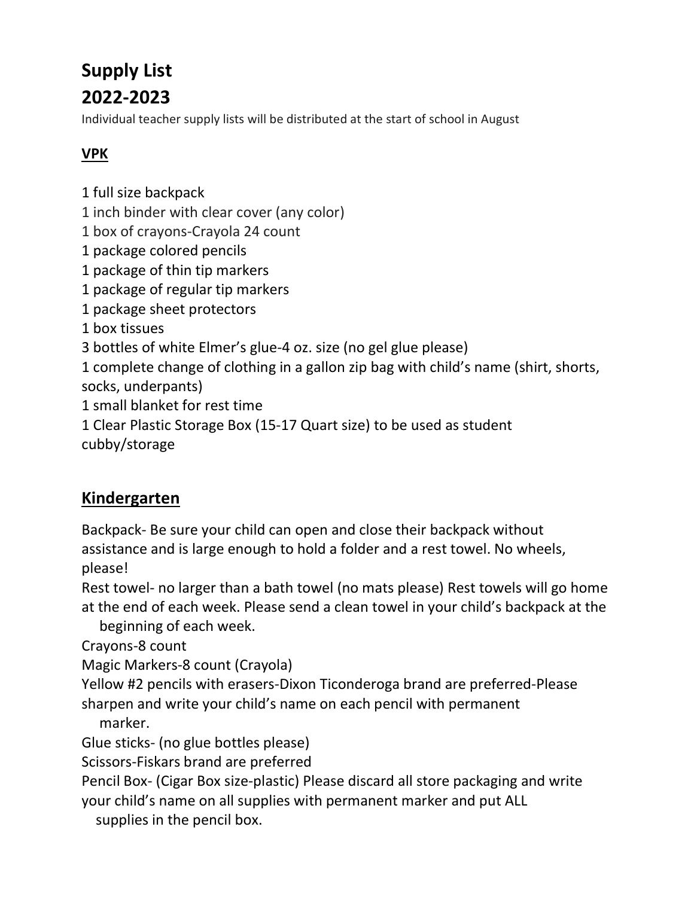# Supply List
# 2022-2023

Individual teacher supply lists will be distributed at the start of school in August

## VPK

1 full size backpack
1 inch binder with clear cover (any color)
1 box of crayons-Crayola 24 count
1 package colored pencils
1 package of thin tip markers
1 package of regular tip markers
1 package sheet protectors
1 box tissues
3 bottles of white Elmer's glue-4 oz. size (no gel glue please)
1 complete change of clothing in a gallon zip bag with child's name (shirt, shorts, socks, underpants)
1 small blanket for rest time
1 Clear Plastic Storage Box (15-17 Quart size) to be used as student cubby/storage

## Kindergarten

Backpack- Be sure your child can open and close their backpack without assistance and is large enough to hold a folder and a rest towel. No wheels, please!
Rest towel- no larger than a bath towel (no mats please) Rest towels will go home at the end of each week. Please send a clean towel in your child's backpack at the beginning of each week.
Crayons-8 count
Magic Markers-8 count (Crayola)
Yellow #2 pencils with erasers-Dixon Ticonderoga brand are preferred-Please sharpen and write your child's name on each pencil with permanent marker.
Glue sticks- (no glue bottles please)
Scissors-Fiskars brand are preferred
Pencil Box- (Cigar Box size-plastic) Please discard all store packaging and write your child's name on all supplies with permanent marker and put ALL supplies in the pencil box.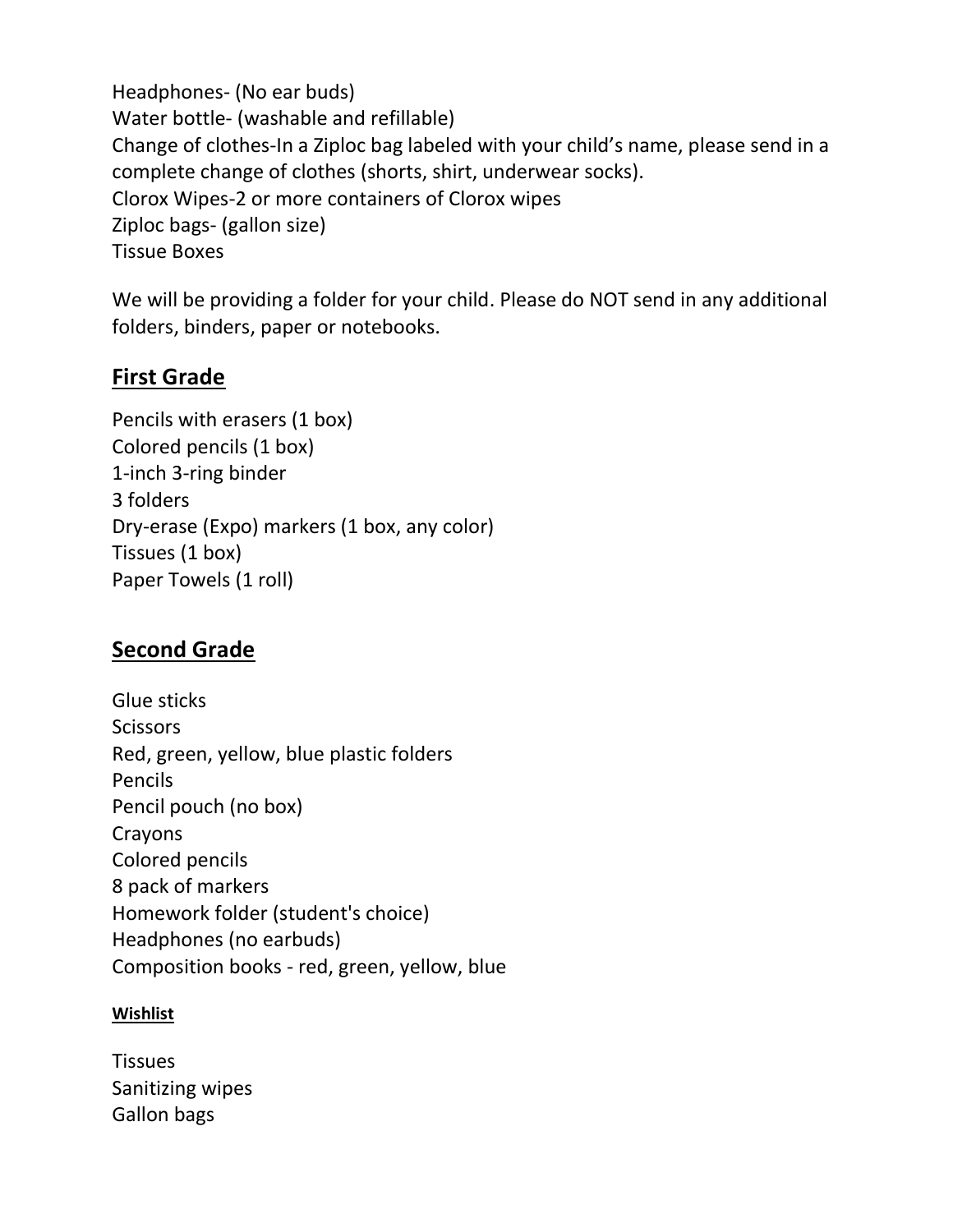Headphones- (No ear buds)
Water bottle- (washable and refillable)
Change of clothes-In a Ziploc bag labeled with your child's name, please send in a complete change of clothes (shorts, shirt, underwear socks).
Clorox Wipes-2 or more containers of Clorox wipes
Ziploc bags- (gallon size)
Tissue Boxes

We will be providing a folder for your child. Please do NOT send in any additional folders, binders, paper or notebooks.

## First Grade

Pencils with erasers (1 box)
Colored pencils (1 box)
1-inch 3-ring binder
3 folders
Dry-erase (Expo) markers (1 box, any color)
Tissues (1 box)
Paper Towels (1 roll)

## Second Grade

Glue sticks
Scissors
Red, green, yellow, blue plastic folders
Pencils
Pencil pouch (no box)
Crayons
Colored pencils
8 pack of markers
Homework folder (student's choice)
Headphones (no earbuds)
Composition books - red, green, yellow, blue

### Wishlist

Tissues
Sanitizing wipes
Gallon bags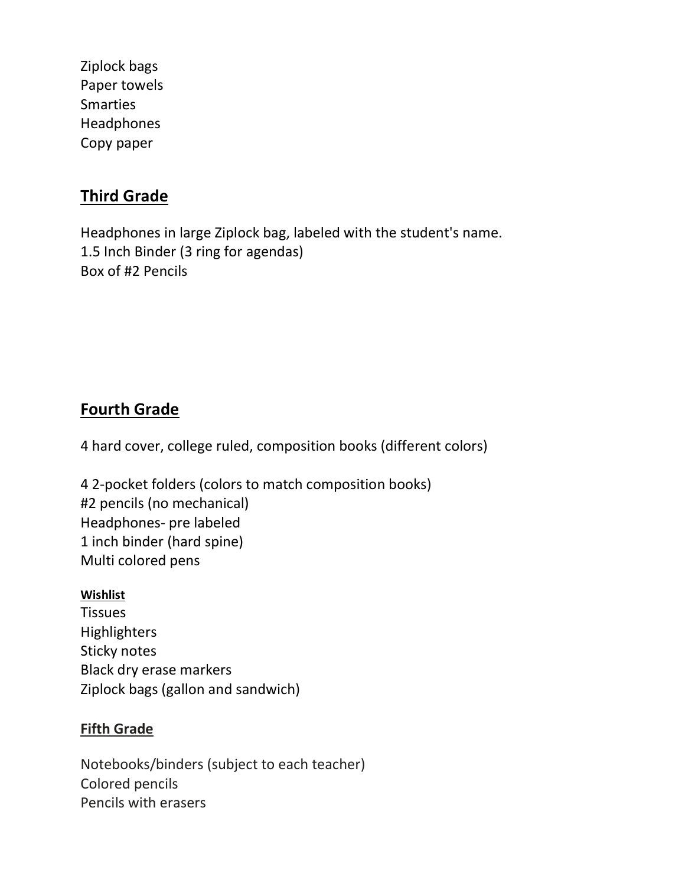Ziplock bags
Paper towels
Smarties
Headphones
Copy paper

## Third Grade

Headphones in large Ziplock bag, labeled with the student's name.
1.5 Inch Binder (3 ring for agendas)
Box of #2 Pencils

## Fourth Grade

4 hard cover, college ruled, composition books (different colors)

4 2-pocket folders (colors to match composition books)
#2 pencils (no mechanical)
Headphones- pre labeled
1 inch binder (hard spine)
Multi colored pens

### Wishlist

Tissues
Highlighters
Sticky notes
Black dry erase markers
Ziplock bags (gallon and sandwich)

## Fifth Grade

Notebooks/binders (subject to each teacher)
Colored pencils
Pencils with erasers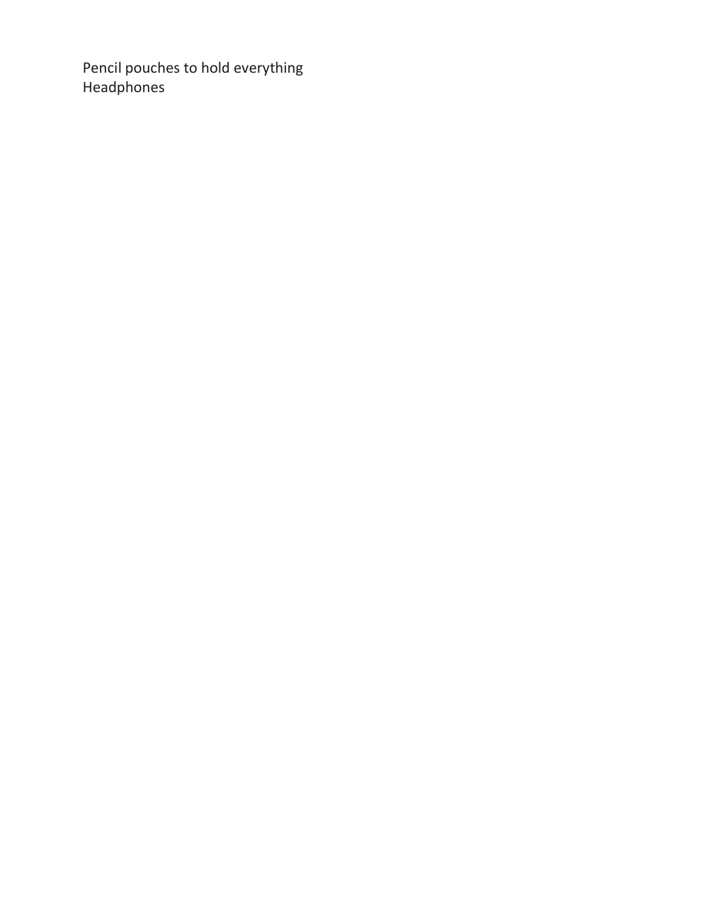Pencil pouches to hold everything
Headphones